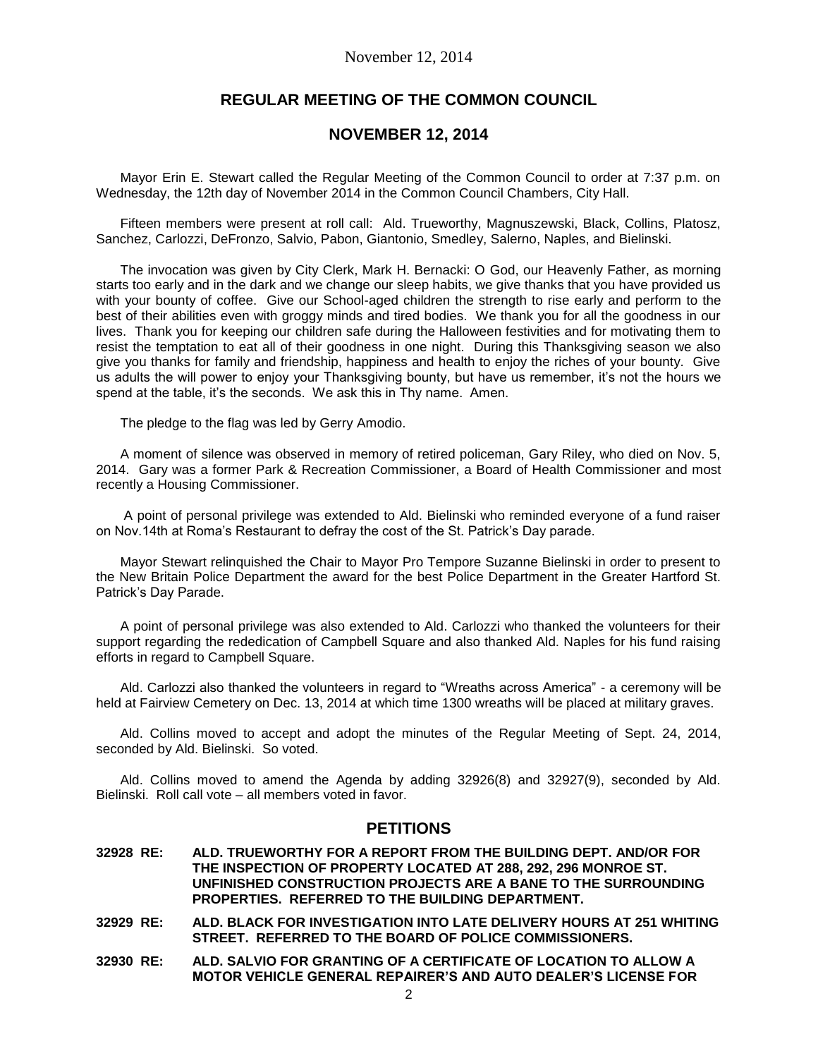November 12, 2014

## REGULAR MEETING OF THE COMMON COUNCIL

## NOVEMBER 12, 2014

Mayor Erin E. Stewart called the Regular Meeting of the Common Council to order at 7:37 p.m. on Wednesday, the 12th day of November 2014 in the Common Council Chambers, City Hall.

Fifteen members were present at roll call: Ald. Trueworthy, Magnuszewski, Black, Collins, Platosz, Sanchez, Carlozzi, DeFronzo, Salvio, Pabon, Giantonio, Smedley, Salerno, Naples, and Bielinski.

The invocation was given by City Clerk, Mark H. Bernacki: O God, our Heavenly Father, as morning starts too early and in the dark and we change our sleep habits, we give thanks that you have provided us with your bounty of coffee. Give our School-aged children the strength to rise early and perform to the best of their abilities even with groggy minds and tired bodies. We thank you for all the goodness in our lives. Thank you for keeping our children safe during the Halloween festivities and for motivating them to resist the temptation to eat all of their goodness in one night. During this Thanksgiving season we also give you thanks for family and friendship, happiness and health to enjoy the riches of your bounty. Give us adults the will power to enjoy your Thanksgiving bounty, but have us remember, it's not the hours we spend at the table, it's the seconds. We ask this in Thy name. Amen.

The pledge to the flag was led by Gerry Amodio.

A moment of silence was observed in memory of retired policeman, Gary Riley, who died on Nov. 5, 2014. Gary was a former Park & Recreation Commissioner, a Board of Health Commissioner and most recently a Housing Commissioner.

A point of personal privilege was extended to Ald. Bielinski who reminded everyone of a fund raiser on Nov.14th at Roma's Restaurant to defray the cost of the St. Patrick's Day parade.

Mayor Stewart relinquished the Chair to Mayor Pro Tempore Suzanne Bielinski in order to present to the New Britain Police Department the award for the best Police Department in the Greater Hartford St. Patrick's Day Parade.

A point of personal privilege was also extended to Ald. Carlozzi who thanked the volunteers for their support regarding the rededication of Campbell Square and also thanked Ald. Naples for his fund raising efforts in regard to Campbell Square.

Ald. Carlozzi also thanked the volunteers in regard to "Wreaths across America" - a ceremony will be held at Fairview Cemetery on Dec. 13, 2014 at which time 1300 wreaths will be placed at military graves.

Ald. Collins moved to accept and adopt the minutes of the Regular Meeting of Sept. 24, 2014, seconded by Ald. Bielinski. So voted.

Ald. Collins moved to amend the Agenda by adding 32926(8) and 32927(9), seconded by Ald. Bielinski. Roll call vote – all members voted in favor.

## PETITIONS

**32928 RE: ALD. TRUEWORTHY FOR A REPORT FROM THE BUILDING DEPT. AND/OR FOR THE INSPECTION OF PROPERTY LOCATED AT 288, 292, 296 MONROE ST. UNFINISHED CONSTRUCTION PROJECTS ARE A BANE TO THE SURROUNDING PROPERTIES. REFERRED TO THE BUILDING DEPARTMENT.**

**32929 RE: ALD. BLACK FOR INVESTIGATION INTO LATE DELIVERY HOURS AT 251 WHITING STREET. REFERRED TO THE BOARD OF POLICE COMMISSIONERS.**

**32930 RE: ALD. SALVIO FOR GRANTING OF A CERTIFICATE OF LOCATION TO ALLOW A MOTOR VEHICLE GENERAL REPAIRER'S AND AUTO DEALER'S LICENSE FOR**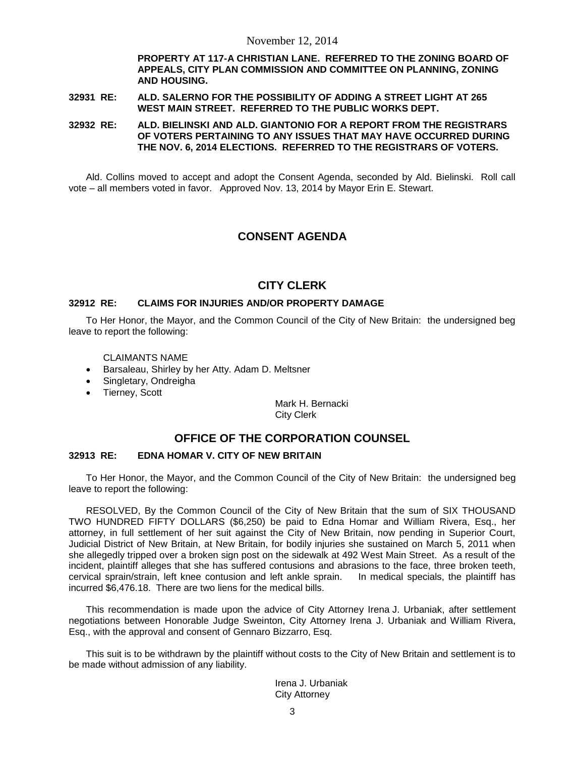**PROPERTY AT 117-A CHRISTIAN LANE. REFERRED TO THE ZONING BOARD OF APPEALS, CITY PLAN COMMISSION AND COMMITTEE ON PLANNING, ZONING AND HOUSING.**

**32931 RE: ALD. SALERNO FOR THE POSSIBILITY OF ADDING A STREET LIGHT AT 265 WEST MAIN STREET. REFERRED TO THE PUBLIC WORKS DEPT.**

**32932 RE: ALD. BIELINSKI AND ALD. GIANTONIO FOR A REPORT FROM THE REGISTRARS OF VOTERS PERTAINING TO ANY ISSUES THAT MAY HAVE OCCURRED DURING THE NOV. 6, 2014 ELECTIONS. REFERRED TO THE REGISTRARS OF VOTERS.**

Ald. Collins moved to accept and adopt the Consent Agenda, seconded by Ald. Bielinski. Roll call vote – all members voted in favor. Approved Nov. 13, 2014 by Mayor Erin E. Stewart.

## CONSENT AGENDA

## CITY CLERK

### 32912 RE: CLAIMS FOR INJURIES AND/OR PROPERTY DAMAGE

To Her Honor, the Mayor, and the Common Council of the City of New Britain: the undersigned beg leave to report the following:

CLAIMANTS NAME

- Barsaleau, Shirley by her Atty. Adam D. Meltsner
- Singletary, Ondreigha
- Tierney, Scott

Mark H. Bernacki
City Clerk

## OFFICE OF THE CORPORATION COUNSEL

### 32913 RE: EDNA HOMAR V. CITY OF NEW BRITAIN

To Her Honor, the Mayor, and the Common Council of the City of New Britain: the undersigned beg leave to report the following:

RESOLVED, By the Common Council of the City of New Britain that the sum of SIX THOUSAND TWO HUNDRED FIFTY DOLLARS ($6,250) be paid to Edna Homar and William Rivera, Esq., her attorney, in full settlement of her suit against the City of New Britain, now pending in Superior Court, Judicial District of New Britain, at New Britain, for bodily injuries she sustained on March 5, 2011 when she allegedly tripped over a broken sign post on the sidewalk at 492 West Main Street. As a result of the incident, plaintiff alleges that she has suffered contusions and abrasions to the face, three broken teeth, cervical sprain/strain, left knee contusion and left ankle sprain. In medical specials, the plaintiff has incurred $6,476.18. There are two liens for the medical bills.

This recommendation is made upon the advice of City Attorney Irena J. Urbaniak, after settlement negotiations between Honorable Judge Sweinton, City Attorney Irena J. Urbaniak and William Rivera, Esq., with the approval and consent of Gennaro Bizzarro, Esq.

This suit is to be withdrawn by the plaintiff without costs to the City of New Britain and settlement is to be made without admission of any liability.

Irena J. Urbaniak
City Attorney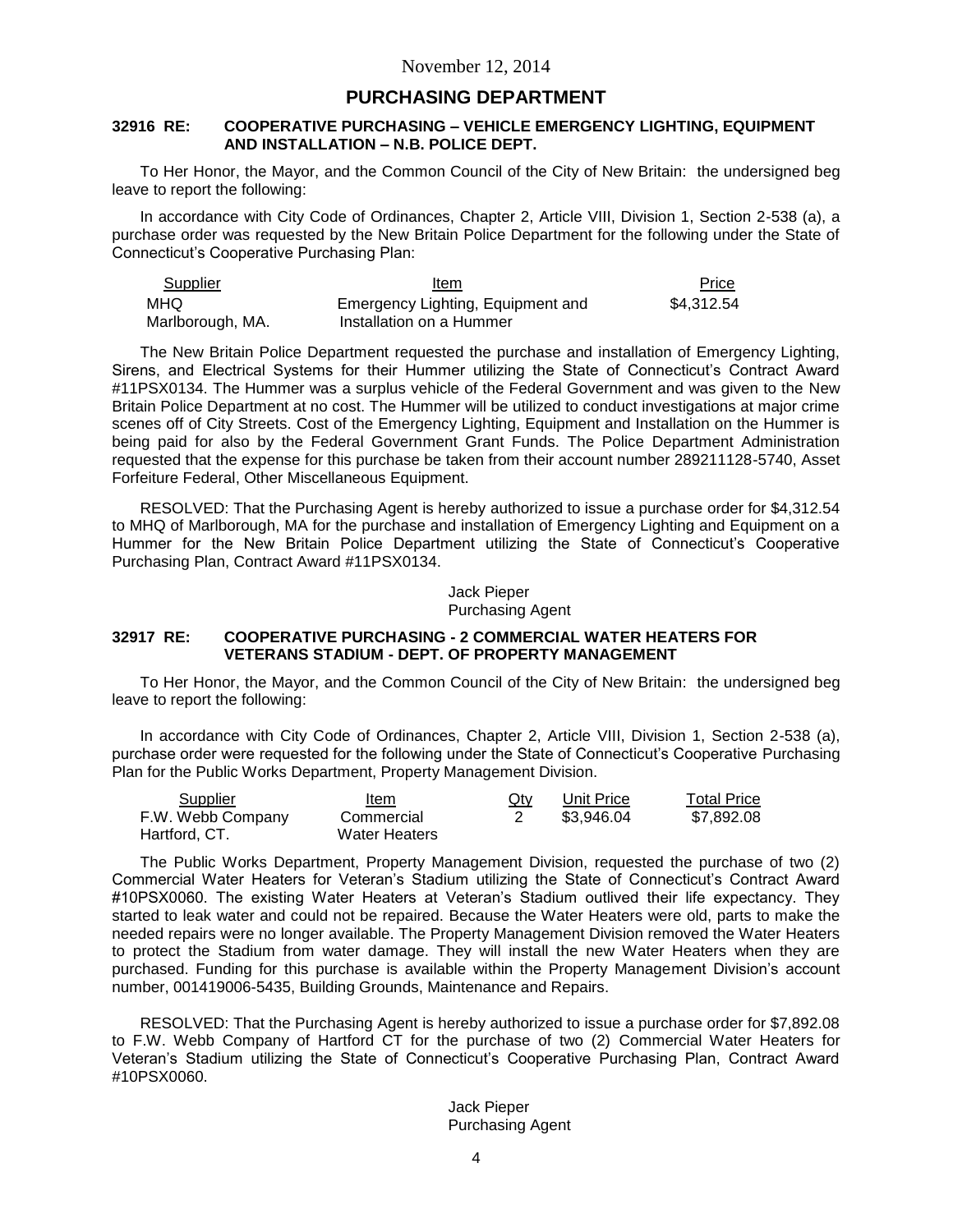November 12, 2014

## PURCHASING DEPARTMENT

### 32916 RE: COOPERATIVE PURCHASING – VEHICLE EMERGENCY LIGHTING, EQUIPMENT AND INSTALLATION – N.B. POLICE DEPT.

To Her Honor, the Mayor, and the Common Council of the City of New Britain: the undersigned beg leave to report the following:

In accordance with City Code of Ordinances, Chapter 2, Article VIII, Division 1, Section 2-538 (a), a purchase order was requested by the New Britain Police Department for the following under the State of Connecticut's Cooperative Purchasing Plan:

| Supplier | Item | Price |
|---|---|---|
| MHQ Marlborough, MA. | Emergency Lighting, Equipment and Installation on a Hummer | $4,312.54 |

The New Britain Police Department requested the purchase and installation of Emergency Lighting, Sirens, and Electrical Systems for their Hummer utilizing the State of Connecticut's Contract Award #11PSX0134. The Hummer was a surplus vehicle of the Federal Government and was given to the New Britain Police Department at no cost. The Hummer will be utilized to conduct investigations at major crime scenes off of City Streets. Cost of the Emergency Lighting, Equipment and Installation on the Hummer is being paid for also by the Federal Government Grant Funds. The Police Department Administration requested that the expense for this purchase be taken from their account number 289211128-5740, Asset Forfeiture Federal, Other Miscellaneous Equipment.

RESOLVED: That the Purchasing Agent is hereby authorized to issue a purchase order for $4,312.54 to MHQ of Marlborough, MA for the purchase and installation of Emergency Lighting and Equipment on a Hummer for the New Britain Police Department utilizing the State of Connecticut's Cooperative Purchasing Plan, Contract Award #11PSX0134.

Jack Pieper
Purchasing Agent

### 32917 RE: COOPERATIVE PURCHASING - 2 COMMERCIAL WATER HEATERS FOR VETERANS STADIUM - DEPT. OF PROPERTY MANAGEMENT

To Her Honor, the Mayor, and the Common Council of the City of New Britain: the undersigned beg leave to report the following:

In accordance with City Code of Ordinances, Chapter 2, Article VIII, Division 1, Section 2-538 (a), purchase order were requested for the following under the State of Connecticut's Cooperative Purchasing Plan for the Public Works Department, Property Management Division.

| Supplier | Item | Qty | Unit Price | Total Price |
|---|---|---|---|---|
| F.W. Webb Company Hartford, CT. | Commercial Water Heaters | 2 | $3,946.04 | $7,892.08 |

The Public Works Department, Property Management Division, requested the purchase of two (2) Commercial Water Heaters for Veteran's Stadium utilizing the State of Connecticut's Contract Award #10PSX0060. The existing Water Heaters at Veteran's Stadium outlived their life expectancy. They started to leak water and could not be repaired. Because the Water Heaters were old, parts to make the needed repairs were no longer available. The Property Management Division removed the Water Heaters to protect the Stadium from water damage. They will install the new Water Heaters when they are purchased. Funding for this purchase is available within the Property Management Division's account number, 001419006-5435, Building Grounds, Maintenance and Repairs.

RESOLVED: That the Purchasing Agent is hereby authorized to issue a purchase order for $7,892.08 to F.W. Webb Company of Hartford CT for the purchase of two (2) Commercial Water Heaters for Veteran's Stadium utilizing the State of Connecticut's Cooperative Purchasing Plan, Contract Award #10PSX0060.

Jack Pieper
Purchasing Agent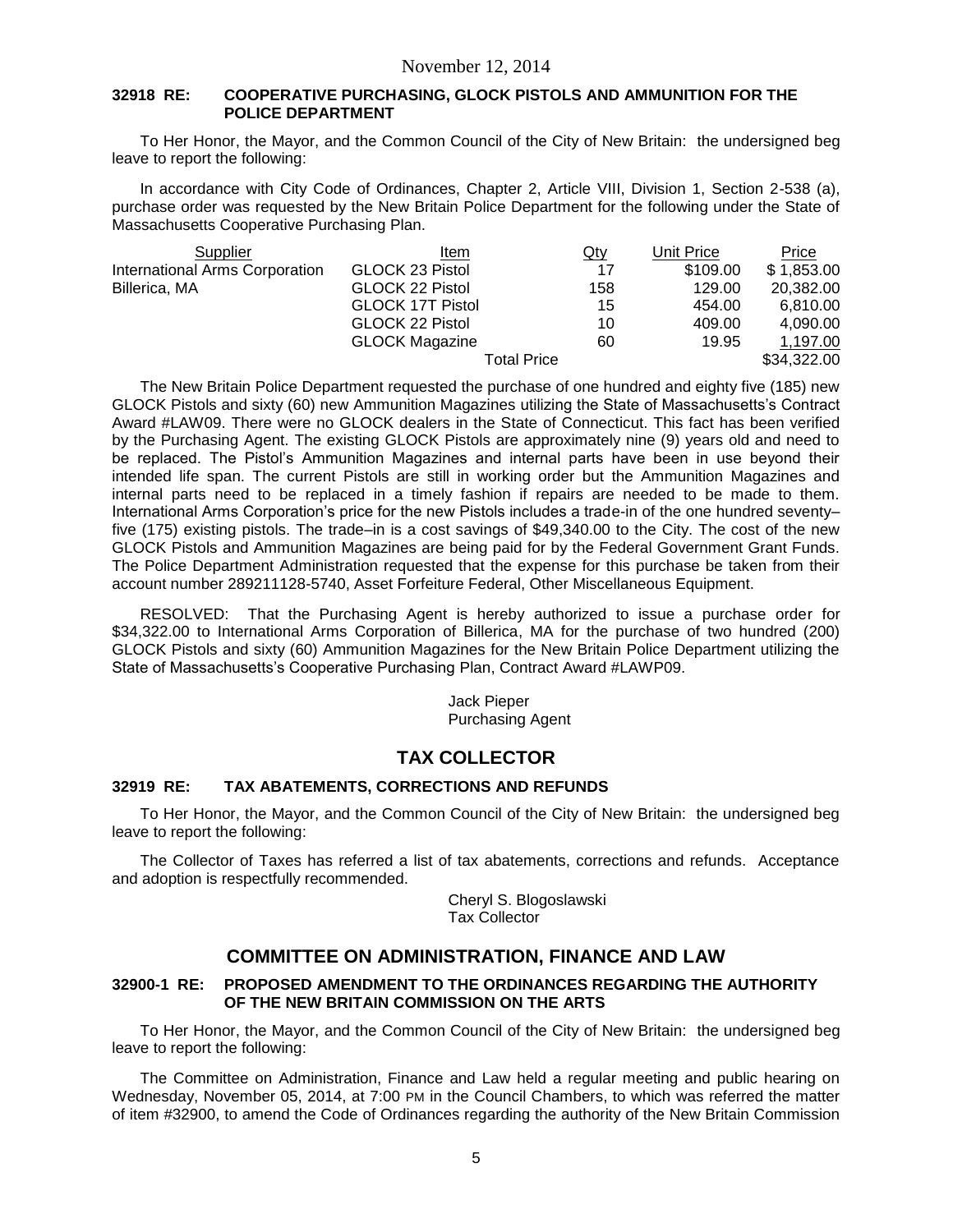#### 32918 RE: COOPERATIVE PURCHASING, GLOCK PISTOLS AND AMMUNITION FOR THE POLICE DEPARTMENT

To Her Honor, the Mayor, and the Common Council of the City of New Britain: the undersigned beg leave to report the following:

In accordance with City Code of Ordinances, Chapter 2, Article VIII, Division 1, Section 2-538 (a), purchase order was requested by the New Britain Police Department for the following under the State of Massachusetts Cooperative Purchasing Plan.

| Supplier | Item | Qty | Unit Price | Price |
|---|---|---|---|---|
| International Arms Corporation | GLOCK 23 Pistol | 17 | \$109.00 | \$ 1,853.00 |
| Billerica, MA | GLOCK 22 Pistol | 158 | 129.00 | 20,382.00 |
| | GLOCK 17T Pistol | 15 | 454.00 | 6,810.00 |
| | GLOCK 22 Pistol | 10 | 409.00 | 4,090.00 |
| | GLOCK Magazine | 60 | 19.95 | 1,197.00 |
| | Total Price | | | \$34,322.00 |

The New Britain Police Department requested the purchase of one hundred and eighty five (185) new GLOCK Pistols and sixty (60) new Ammunition Magazines utilizing the State of Massachusetts's Contract Award #LAW09. There were no GLOCK dealers in the State of Connecticut. This fact has been verified by the Purchasing Agent. The existing GLOCK Pistols are approximately nine (9) years old and need to be replaced. The Pistol's Ammunition Magazines and internal parts have been in use beyond their intended life span. The current Pistols are still in working order but the Ammunition Magazines and internal parts need to be replaced in a timely fashion if repairs are needed to be made to them. International Arms Corporation's price for the new Pistols includes a trade-in of the one hundred seventy–five (175) existing pistols. The trade–in is a cost savings of \$49,340.00 to the City. The cost of the new GLOCK Pistols and Ammunition Magazines are being paid for by the Federal Government Grant Funds. The Police Department Administration requested that the expense for this purchase be taken from their account number 289211128-5740, Asset Forfeiture Federal, Other Miscellaneous Equipment.

RESOLVED: That the Purchasing Agent is hereby authorized to issue a purchase order for \$34,322.00 to International Arms Corporation of Billerica, MA for the purchase of two hundred (200) GLOCK Pistols and sixty (60) Ammunition Magazines for the New Britain Police Department utilizing the State of Massachusetts's Cooperative Purchasing Plan, Contract Award #LAWP09.

Jack Pieper
Purchasing Agent

## TAX COLLECTOR

#### 32919 RE: TAX ABATEMENTS, CORRECTIONS AND REFUNDS

To Her Honor, the Mayor, and the Common Council of the City of New Britain: the undersigned beg leave to report the following:

The Collector of Taxes has referred a list of tax abatements, corrections and refunds. Acceptance and adoption is respectfully recommended.

Cheryl S. Blogoslawski
Tax Collector

## COMMITTEE ON ADMINISTRATION, FINANCE AND LAW

#### 32900-1 RE: PROPOSED AMENDMENT TO THE ORDINANCES REGARDING THE AUTHORITY OF THE NEW BRITAIN COMMISSION ON THE ARTS

To Her Honor, the Mayor, and the Common Council of the City of New Britain: the undersigned beg leave to report the following:

The Committee on Administration, Finance and Law held a regular meeting and public hearing on Wednesday, November 05, 2014, at 7:00 PM in the Council Chambers, to which was referred the matter of item #32900, to amend the Code of Ordinances regarding the authority of the New Britain Commission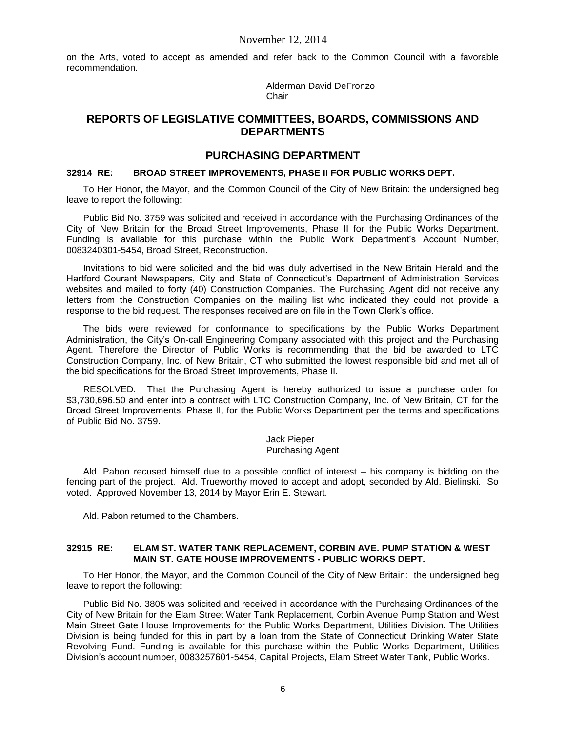on the Arts, voted to accept as amended and refer back to the Common Council with a favorable recommendation.

Alderman David DeFronzo
Chair

## REPORTS OF LEGISLATIVE COMMITTEES, BOARDS, COMMISSIONS AND DEPARTMENTS

## PURCHASING DEPARTMENT

### 32914 RE: BROAD STREET IMPROVEMENTS, PHASE II FOR PUBLIC WORKS DEPT.

To Her Honor, the Mayor, and the Common Council of the City of New Britain: the undersigned beg leave to report the following:

Public Bid No. 3759 was solicited and received in accordance with the Purchasing Ordinances of the City of New Britain for the Broad Street Improvements, Phase II for the Public Works Department. Funding is available for this purchase within the Public Work Department's Account Number, 0083240301-5454, Broad Street, Reconstruction.

Invitations to bid were solicited and the bid was duly advertised in the New Britain Herald and the Hartford Courant Newspapers, City and State of Connecticut's Department of Administration Services websites and mailed to forty (40) Construction Companies. The Purchasing Agent did not receive any letters from the Construction Companies on the mailing list who indicated they could not provide a response to the bid request. The responses received are on file in the Town Clerk's office.

The bids were reviewed for conformance to specifications by the Public Works Department Administration, the City's On-call Engineering Company associated with this project and the Purchasing Agent. Therefore the Director of Public Works is recommending that the bid be awarded to LTC Construction Company, Inc. of New Britain, CT who submitted the lowest responsible bid and met all of the bid specifications for the Broad Street Improvements, Phase II.

RESOLVED: That the Purchasing Agent is hereby authorized to issue a purchase order for $3,730,696.50 and enter into a contract with LTC Construction Company, Inc. of New Britain, CT for the Broad Street Improvements, Phase II, for the Public Works Department per the terms and specifications of Public Bid No. 3759.

Jack Pieper
Purchasing Agent

Ald. Pabon recused himself due to a possible conflict of interest – his company is bidding on the fencing part of the project. Ald. Trueworthy moved to accept and adopt, seconded by Ald. Bielinski. So voted. Approved November 13, 2014 by Mayor Erin E. Stewart.

Ald. Pabon returned to the Chambers.

### 32915 RE: ELAM ST. WATER TANK REPLACEMENT, CORBIN AVE. PUMP STATION & WEST MAIN ST. GATE HOUSE IMPROVEMENTS - PUBLIC WORKS DEPT.

To Her Honor, the Mayor, and the Common Council of the City of New Britain: the undersigned beg leave to report the following:

Public Bid No. 3805 was solicited and received in accordance with the Purchasing Ordinances of the City of New Britain for the Elam Street Water Tank Replacement, Corbin Avenue Pump Station and West Main Street Gate House Improvements for the Public Works Department, Utilities Division. The Utilities Division is being funded for this in part by a loan from the State of Connecticut Drinking Water State Revolving Fund. Funding is available for this purchase within the Public Works Department, Utilities Division's account number, 0083257601-5454, Capital Projects, Elam Street Water Tank, Public Works.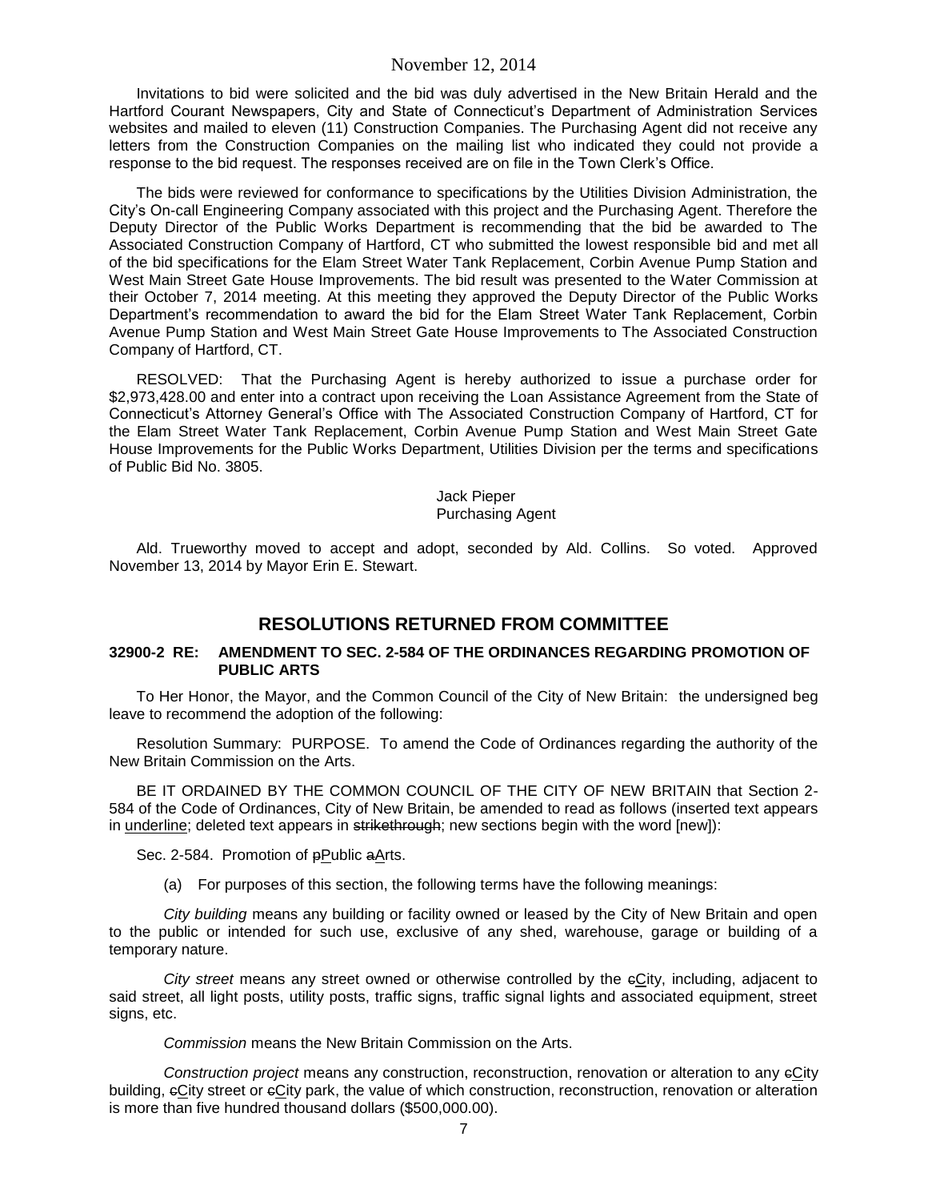Invitations to bid were solicited and the bid was duly advertised in the New Britain Herald and the Hartford Courant Newspapers, City and State of Connecticut's Department of Administration Services websites and mailed to eleven (11) Construction Companies. The Purchasing Agent did not receive any letters from the Construction Companies on the mailing list who indicated they could not provide a response to the bid request. The responses received are on file in the Town Clerk's Office.

The bids were reviewed for conformance to specifications by the Utilities Division Administration, the City's On-call Engineering Company associated with this project and the Purchasing Agent. Therefore the Deputy Director of the Public Works Department is recommending that the bid be awarded to The Associated Construction Company of Hartford, CT who submitted the lowest responsible bid and met all of the bid specifications for the Elam Street Water Tank Replacement, Corbin Avenue Pump Station and West Main Street Gate House Improvements. The bid result was presented to the Water Commission at their October 7, 2014 meeting. At this meeting they approved the Deputy Director of the Public Works Department's recommendation to award the bid for the Elam Street Water Tank Replacement, Corbin Avenue Pump Station and West Main Street Gate House Improvements to The Associated Construction Company of Hartford, CT.

RESOLVED: That the Purchasing Agent is hereby authorized to issue a purchase order for \$2,973,428.00 and enter into a contract upon receiving the Loan Assistance Agreement from the State of Connecticut's Attorney General's Office with The Associated Construction Company of Hartford, CT for the Elam Street Water Tank Replacement, Corbin Avenue Pump Station and West Main Street Gate House Improvements for the Public Works Department, Utilities Division per the terms and specifications of Public Bid No. 3805.

Jack Pieper
Purchasing Agent

Ald. Trueworthy moved to accept and adopt, seconded by Ald. Collins. So voted. Approved November 13, 2014 by Mayor Erin E. Stewart.

## RESOLUTIONS RETURNED FROM COMMITTEE

### 32900-2 RE: AMENDMENT TO SEC. 2-584 OF THE ORDINANCES REGARDING PROMOTION OF PUBLIC ARTS

To Her Honor, the Mayor, and the Common Council of the City of New Britain: the undersigned beg leave to recommend the adoption of the following:

Resolution Summary: PURPOSE. To amend the Code of Ordinances regarding the authority of the New Britain Commission on the Arts.

BE IT ORDAINED BY THE COMMON COUNCIL OF THE CITY OF NEW BRITAIN that Section 2-584 of the Code of Ordinances, City of New Britain, be amended to read as follows (inserted text appears in <u>underline</u>; deleted text appears in ~~strikethrough~~; new sections begin with the word [new]):

Sec. 2-584. Promotion of ~~p~~<u>P</u>ublic ~~a~~<u>A</u>rts.

(a) For purposes of this section, the following terms have the following meanings:

*City building* means any building or facility owned or leased by the City of New Britain and open to the public or intended for such use, exclusive of any shed, warehouse, garage or building of a temporary nature.

*City street* means any street owned or otherwise controlled by the ~~c~~<u>C</u>ity, including, adjacent to said street, all light posts, utility posts, traffic signs, traffic signal lights and associated equipment, street signs, etc.

*Commission* means the New Britain Commission on the Arts.

*Construction project* means any construction, reconstruction, renovation or alteration to any ~~c~~<u>C</u>ity building, ~~c~~<u>C</u>ity street or ~~c~~<u>C</u>ity park, the value of which construction, reconstruction, renovation or alteration is more than five hundred thousand dollars (\$500,000.00).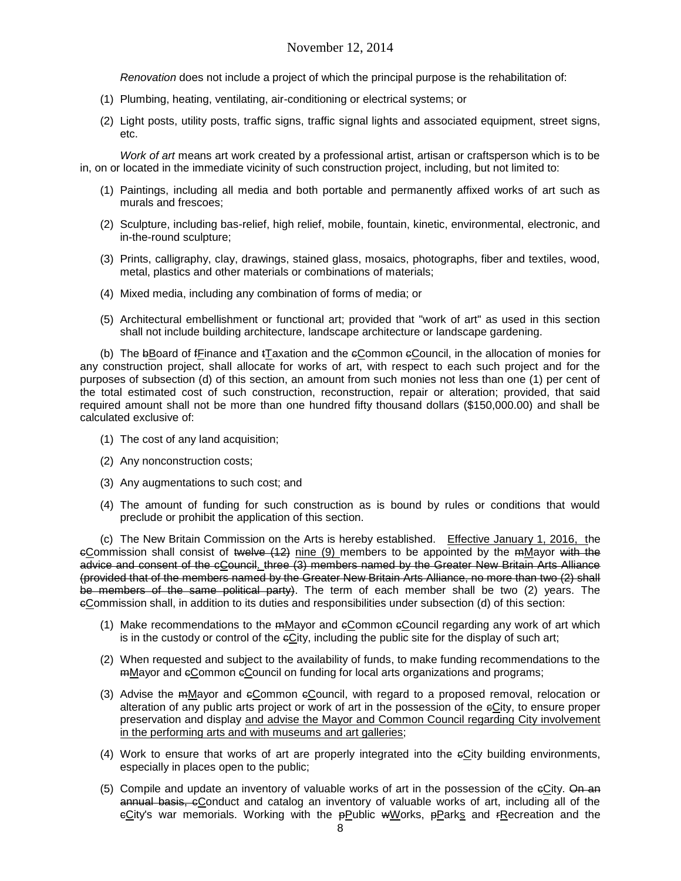*Renovation* does not include a project of which the principal purpose is the rehabilitation of:

(1) Plumbing, heating, ventilating, air-conditioning or electrical systems; or

(2) Light posts, utility posts, traffic signs, traffic signal lights and associated equipment, street signs, etc.

*Work of art* means art work created by a professional artist, artisan or craftsperson which is to be in, on or located in the immediate vicinity of such construction project, including, but not limited to:

(1) Paintings, including all media and both portable and permanently affixed works of art such as murals and frescoes;

(2) Sculpture, including bas-relief, high relief, mobile, fountain, kinetic, environmental, electronic, and in-the-round sculpture;

(3) Prints, calligraphy, clay, drawings, stained glass, mosaics, photographs, fiber and textiles, wood, metal, plastics and other materials or combinations of materials;

(4) Mixed media, including any combination of forms of media; or

(5) Architectural embellishment or functional art; provided that "work of art" as used in this section shall not include building architecture, landscape architecture or landscape gardening.

(b) The ~~b~~<u>B</u>oard of ~~f~~<u>F</u>inance and ~~t~~<u>T</u>axation and the ~~c~~<u>C</u>ommon ~~c~~<u>C</u>ouncil, in the allocation of monies for any construction project, shall allocate for works of art, with respect to each such project and for the purposes of subsection (d) of this section, an amount from such monies not less than one (1) per cent of the total estimated cost of such construction, reconstruction, repair or alteration; provided, that said required amount shall not be more than one hundred fifty thousand dollars ($150,000.00) and shall be calculated exclusive of:

(1) The cost of any land acquisition;

(2) Any nonconstruction costs;

(3) Any augmentations to such cost; and

(4) The amount of funding for such construction as is bound by rules or conditions that would preclude or prohibit the application of this section.

(c) The New Britain Commission on the Arts is hereby established. <u>Effective January 1, 2016, t</u>he ~~c~~<u>C</u>ommission shall consist of ~~twelve (12)~~ <u>nine (9)</u> members to be appointed by the ~~m~~<u>M</u>ayor ~~with the advice and consent of the cCouncil. three (3) members named by the Greater New Britain Arts Alliance (provided that of the members named by the Greater New Britain Arts Alliance, no more than two (2) shall be members of the same political party)~~. The term of each member shall be two (2) years. The ~~c~~<u>C</u>ommission shall, in addition to its duties and responsibilities under subsection (d) of this section:

(1) Make recommendations to the ~~m~~<u>M</u>ayor and ~~c~~<u>C</u>ommon ~~c~~<u>C</u>ouncil regarding any work of art which is in the custody or control of the ~~c~~<u>C</u>ity, including the public site for the display of such art;

(2) When requested and subject to the availability of funds, to make funding recommendations to the ~~m~~<u>M</u>ayor and ~~c~~<u>C</u>ommon ~~c~~<u>C</u>ouncil on funding for local arts organizations and programs;

(3) Advise the ~~m~~<u>M</u>ayor and ~~c~~<u>C</u>ommon ~~c~~<u>C</u>ouncil, with regard to a proposed removal, relocation or alteration of any public arts project or work of art in the possession of the ~~c~~<u>C</u>ity, to ensure proper preservation and display <u>and advise the Mayor and Common Council regarding City involvement in the performing arts and with museums and art galleries</u>;

(4) Work to ensure that works of art are properly integrated into the ~~c~~<u>C</u>ity building environments, especially in places open to the public;

(5) Compile and update an inventory of valuable works of art in the possession of the ~~c~~<u>C</u>ity. ~~On an annual basis, c~~<u>C</u>onduct and catalog an inventory of valuable works of art, including all of the ~~c~~<u>C</u>ity's war memorials. Working with the ~~p~~<u>P</u>ublic ~~w~~<u>W</u>orks, ~~p~~<u>P</u>ark<u>s</u> and ~~r~~<u>R</u>ecreation and the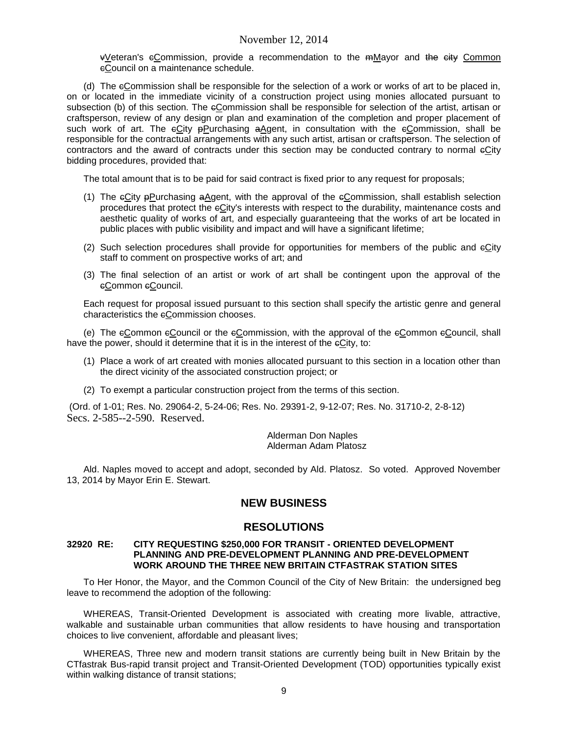~~v~~Veteran's ~~c~~Commission, provide a recommendation to the ~~m~~Mayor and ~~the city~~ Common ~~c~~Council on a maintenance schedule.

(d) The ~~c~~Commission shall be responsible for the selection of a work or works of art to be placed in, on or located in the immediate vicinity of a construction project using monies allocated pursuant to subsection (b) of this section. The ~~c~~Commission shall be responsible for selection of the artist, artisan or craftsperson, review of any design or plan and examination of the completion and proper placement of such work of art. The ~~c~~City ~~p~~Purchasing ~~a~~Agent, in consultation with the ~~c~~Commission, shall be responsible for the contractual arrangements with any such artist, artisan or craftsperson. The selection of contractors and the award of contracts under this section may be conducted contrary to normal ~~c~~City bidding procedures, provided that:

The total amount that is to be paid for said contract is fixed prior to any request for proposals;

(1) The ~~c~~City ~~p~~Purchasing ~~a~~Agent, with the approval of the ~~c~~Commission, shall establish selection procedures that protect the ~~c~~City's interests with respect to the durability, maintenance costs and aesthetic quality of works of art, and especially guaranteeing that the works of art be located in public places with public visibility and impact and will have a significant lifetime;

(2) Such selection procedures shall provide for opportunities for members of the public and ~~c~~City staff to comment on prospective works of art; and

(3) The final selection of an artist or work of art shall be contingent upon the approval of the ~~c~~Common ~~c~~Council.

Each request for proposal issued pursuant to this section shall specify the artistic genre and general characteristics the ~~c~~Commission chooses.

(e) The ~~c~~Common ~~c~~Council or the ~~c~~Commission, with the approval of the ~~c~~Common ~~c~~Council, shall have the power, should it determine that it is in the interest of the ~~c~~City, to:

(1) Place a work of art created with monies allocated pursuant to this section in a location other than the direct vicinity of the associated construction project; or

(2) To exempt a particular construction project from the terms of this section.

(Ord. of 1-01; Res. No. 29064-2, 5-24-06; Res. No. 29391-2, 9-12-07; Res. No. 31710-2, 2-8-12)
Secs. 2-585--2-590. Reserved.

Alderman Don Naples
Alderman Adam Platosz

Ald. Naples moved to accept and adopt, seconded by Ald. Platosz. So voted. Approved November 13, 2014 by Mayor Erin E. Stewart.

## NEW BUSINESS

## RESOLUTIONS

**32920 RE: CITY REQUESTING $250,000 FOR TRANSIT - ORIENTED DEVELOPMENT PLANNING AND PRE-DEVELOPMENT PLANNING AND PRE-DEVELOPMENT WORK AROUND THE THREE NEW BRITAIN CTFASTRAK STATION SITES**

To Her Honor, the Mayor, and the Common Council of the City of New Britain: the undersigned beg leave to recommend the adoption of the following:

WHEREAS, Transit-Oriented Development is associated with creating more livable, attractive, walkable and sustainable urban communities that allow residents to have housing and transportation choices to live convenient, affordable and pleasant lives;

WHEREAS, Three new and modern transit stations are currently being built in New Britain by the CTfastrak Bus-rapid transit project and Transit-Oriented Development (TOD) opportunities typically exist within walking distance of transit stations;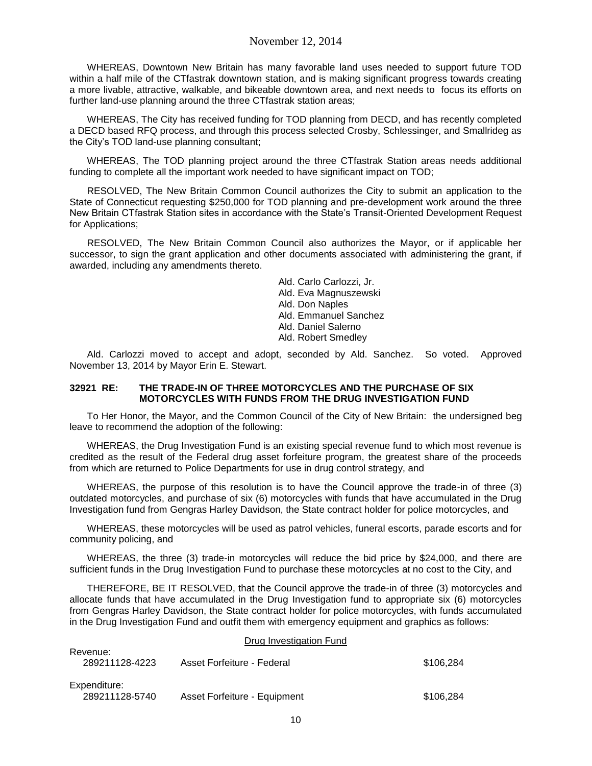WHEREAS, Downtown New Britain has many favorable land uses needed to support future TOD within a half mile of the CTfastrak downtown station, and is making significant progress towards creating a more livable, attractive, walkable, and bikeable downtown area, and next needs to focus its efforts on further land-use planning around the three CTfastrak station areas;

WHEREAS, The City has received funding for TOD planning from DECD, and has recently completed a DECD based RFQ process, and through this process selected Crosby, Schlessinger, and Smallrideg as the City's TOD land-use planning consultant;

WHEREAS, The TOD planning project around the three CTfastrak Station areas needs additional funding to complete all the important work needed to have significant impact on TOD;

RESOLVED, The New Britain Common Council authorizes the City to submit an application to the State of Connecticut requesting $250,000 for TOD planning and pre-development work around the three New Britain CTfastrak Station sites in accordance with the State's Transit-Oriented Development Request for Applications;

RESOLVED, The New Britain Common Council also authorizes the Mayor, or if applicable her successor, to sign the grant application and other documents associated with administering the grant, if awarded, including any amendments thereto.

Ald. Carlo Carlozzi, Jr.
Ald. Eva Magnuszewski
Ald. Don Naples
Ald. Emmanuel Sanchez
Ald. Daniel Salerno
Ald. Robert Smedley

Ald. Carlozzi moved to accept and adopt, seconded by Ald. Sanchez. So voted. Approved November 13, 2014 by Mayor Erin E. Stewart.

**32921 RE: THE TRADE-IN OF THREE MOTORCYCLES AND THE PURCHASE OF SIX MOTORCYCLES WITH FUNDS FROM THE DRUG INVESTIGATION FUND**

To Her Honor, the Mayor, and the Common Council of the City of New Britain: the undersigned beg leave to recommend the adoption of the following:

WHEREAS, the Drug Investigation Fund is an existing special revenue fund to which most revenue is credited as the result of the Federal drug asset forfeiture program, the greatest share of the proceeds from which are returned to Police Departments for use in drug control strategy, and

WHEREAS, the purpose of this resolution is to have the Council approve the trade-in of three (3) outdated motorcycles, and purchase of six (6) motorcycles with funds that have accumulated in the Drug Investigation fund from Gengras Harley Davidson, the State contract holder for police motorcycles, and

WHEREAS, these motorcycles will be used as patrol vehicles, funeral escorts, parade escorts and for community policing, and

WHEREAS, the three (3) trade-in motorcycles will reduce the bid price by $24,000, and there are sufficient funds in the Drug Investigation Fund to purchase these motorcycles at no cost to the City, and

THEREFORE, BE IT RESOLVED, that the Council approve the trade-in of three (3) motorcycles and allocate funds that have accumulated in the Drug Investigation fund to appropriate six (6) motorcycles from Gengras Harley Davidson, the State contract holder for police motorcycles, with funds accumulated in the Drug Investigation Fund and outfit them with emergency equipment and graphics as follows:

Drug Investigation Fund

| | | |
|---|---|---|
| Revenue: | | |
| 289211128-4223 | Asset Forfeiture - Federal | $106,284 |
| Expenditure: | | |
| 289211128-5740 | Asset Forfeiture - Equipment | $106,284 |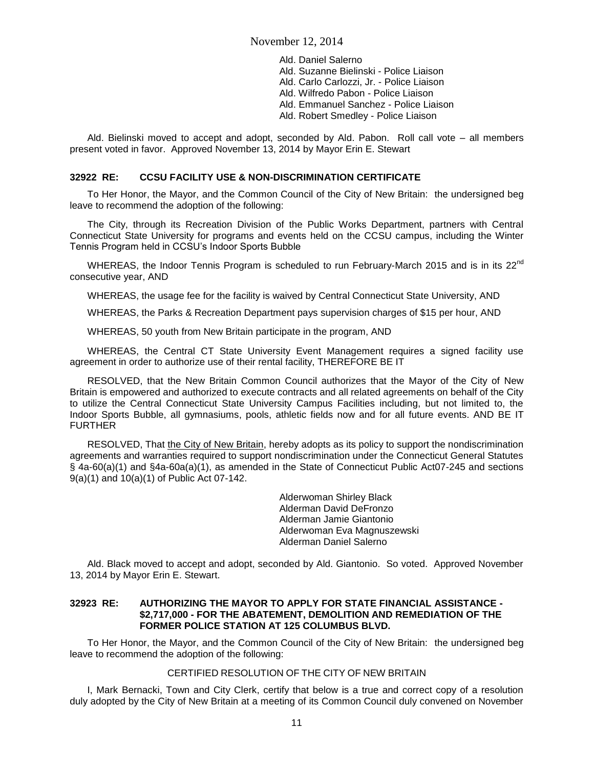Ald. Daniel Salerno
Ald. Suzanne Bielinski - Police Liaison
Ald. Carlo Carlozzi, Jr. - Police Liaison
Ald. Wilfredo Pabon - Police Liaison
Ald. Emmanuel Sanchez - Police Liaison
Ald. Robert Smedley - Police Liaison

Ald. Bielinski moved to accept and adopt, seconded by Ald. Pabon. Roll call vote – all members present voted in favor. Approved November 13, 2014 by Mayor Erin E. Stewart

### 32922 RE: CCSU FACILITY USE & NON-DISCRIMINATION CERTIFICATE

To Her Honor, the Mayor, and the Common Council of the City of New Britain: the undersigned beg leave to recommend the adoption of the following:

The City, through its Recreation Division of the Public Works Department, partners with Central Connecticut State University for programs and events held on the CCSU campus, including the Winter Tennis Program held in CCSU's Indoor Sports Bubble

WHEREAS, the Indoor Tennis Program is scheduled to run February-March 2015 and is in its 22nd consecutive year, AND

WHEREAS, the usage fee for the facility is waived by Central Connecticut State University, AND

WHEREAS, the Parks & Recreation Department pays supervision charges of $15 per hour, AND

WHEREAS, 50 youth from New Britain participate in the program, AND

WHEREAS, the Central CT State University Event Management requires a signed facility use agreement in order to authorize use of their rental facility, THEREFORE BE IT

RESOLVED, that the New Britain Common Council authorizes that the Mayor of the City of New Britain is empowered and authorized to execute contracts and all related agreements on behalf of the City to utilize the Central Connecticut State University Campus Facilities including, but not limited to, the Indoor Sports Bubble, all gymnasiums, pools, athletic fields now and for all future events. AND BE IT FURTHER

RESOLVED, That the City of New Britain, hereby adopts as its policy to support the nondiscrimination agreements and warranties required to support nondiscrimination under the Connecticut General Statutes § 4a-60(a)(1) and §4a-60a(a)(1), as amended in the State of Connecticut Public Act07-245 and sections 9(a)(1) and 10(a)(1) of Public Act 07-142.

Alderwoman Shirley Black
Alderman David DeFronzo
Alderman Jamie Giantonio
Alderwoman Eva Magnuszewski
Alderman Daniel Salerno

Ald. Black moved to accept and adopt, seconded by Ald. Giantonio. So voted. Approved November 13, 2014 by Mayor Erin E. Stewart.

### 32923 RE: AUTHORIZING THE MAYOR TO APPLY FOR STATE FINANCIAL ASSISTANCE - $2,717,000 - FOR THE ABATEMENT, DEMOLITION AND REMEDIATION OF THE FORMER POLICE STATION AT 125 COLUMBUS BLVD.

To Her Honor, the Mayor, and the Common Council of the City of New Britain: the undersigned beg leave to recommend the adoption of the following:

CERTIFIED RESOLUTION OF THE CITY OF NEW BRITAIN

I, Mark Bernacki, Town and City Clerk, certify that below is a true and correct copy of a resolution duly adopted by the City of New Britain at a meeting of its Common Council duly convened on November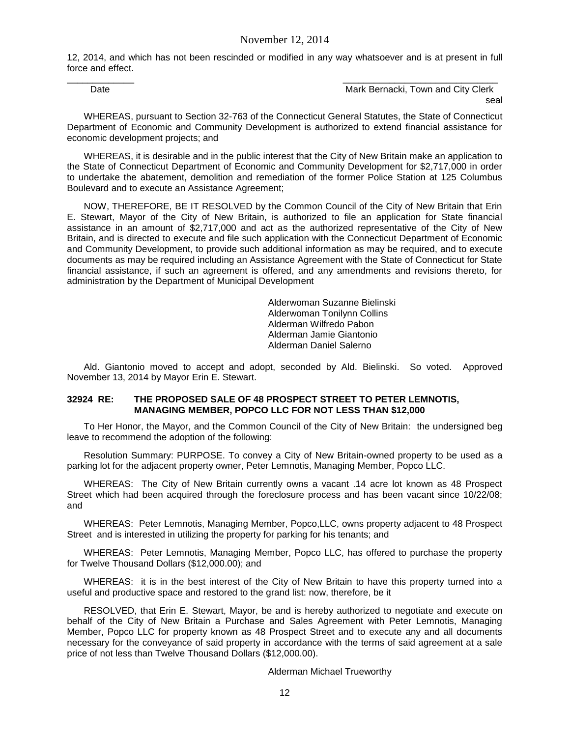12, 2014, and which has not been rescinded or modified in any way whatsoever and is at present in full force and effect.

_____________ ______________________________
Date Mark Bernacki, Town and City Clerk
seal

WHEREAS, pursuant to Section 32-763 of the Connecticut General Statutes, the State of Connecticut Department of Economic and Community Development is authorized to extend financial assistance for economic development projects; and

WHEREAS, it is desirable and in the public interest that the City of New Britain make an application to the State of Connecticut Department of Economic and Community Development for $2,717,000 in order to undertake the abatement, demolition and remediation of the former Police Station at 125 Columbus Boulevard and to execute an Assistance Agreement;

NOW, THEREFORE, BE IT RESOLVED by the Common Council of the City of New Britain that Erin E. Stewart, Mayor of the City of New Britain, is authorized to file an application for State financial assistance in an amount of $2,717,000 and act as the authorized representative of the City of New Britain, and is directed to execute and file such application with the Connecticut Department of Economic and Community Development, to provide such additional information as may be required, and to execute documents as may be required including an Assistance Agreement with the State of Connecticut for State financial assistance, if such an agreement is offered, and any amendments and revisions thereto, for administration by the Department of Municipal Development

Alderwoman Suzanne Bielinski
Alderwoman Tonilynn Collins
Alderman Wilfredo Pabon
Alderman Jamie Giantonio
Alderman Daniel Salerno

Ald. Giantonio moved to accept and adopt, seconded by Ald. Bielinski. So voted. Approved November 13, 2014 by Mayor Erin E. Stewart.

**32924 RE: THE PROPOSED SALE OF 48 PROSPECT STREET TO PETER LEMNOTIS, MANAGING MEMBER, POPCO LLC FOR NOT LESS THAN $12,000**

To Her Honor, the Mayor, and the Common Council of the City of New Britain: the undersigned beg leave to recommend the adoption of the following:

Resolution Summary: PURPOSE. To convey a City of New Britain-owned property to be used as a parking lot for the adjacent property owner, Peter Lemnotis, Managing Member, Popco LLC.

WHEREAS: The City of New Britain currently owns a vacant .14 acre lot known as 48 Prospect Street which had been acquired through the foreclosure process and has been vacant since 10/22/08; and

WHEREAS: Peter Lemnotis, Managing Member, Popco,LLC, owns property adjacent to 48 Prospect Street and is interested in utilizing the property for parking for his tenants; and

WHEREAS: Peter Lemnotis, Managing Member, Popco LLC, has offered to purchase the property for Twelve Thousand Dollars ($12,000.00); and

WHEREAS: it is in the best interest of the City of New Britain to have this property turned into a useful and productive space and restored to the grand list: now, therefore, be it

RESOLVED, that Erin E. Stewart, Mayor, be and is hereby authorized to negotiate and execute on behalf of the City of New Britain a Purchase and Sales Agreement with Peter Lemnotis, Managing Member, Popco LLC for property known as 48 Prospect Street and to execute any and all documents necessary for the conveyance of said property in accordance with the terms of said agreement at a sale price of not less than Twelve Thousand Dollars ($12,000.00).

Alderman Michael Trueworthy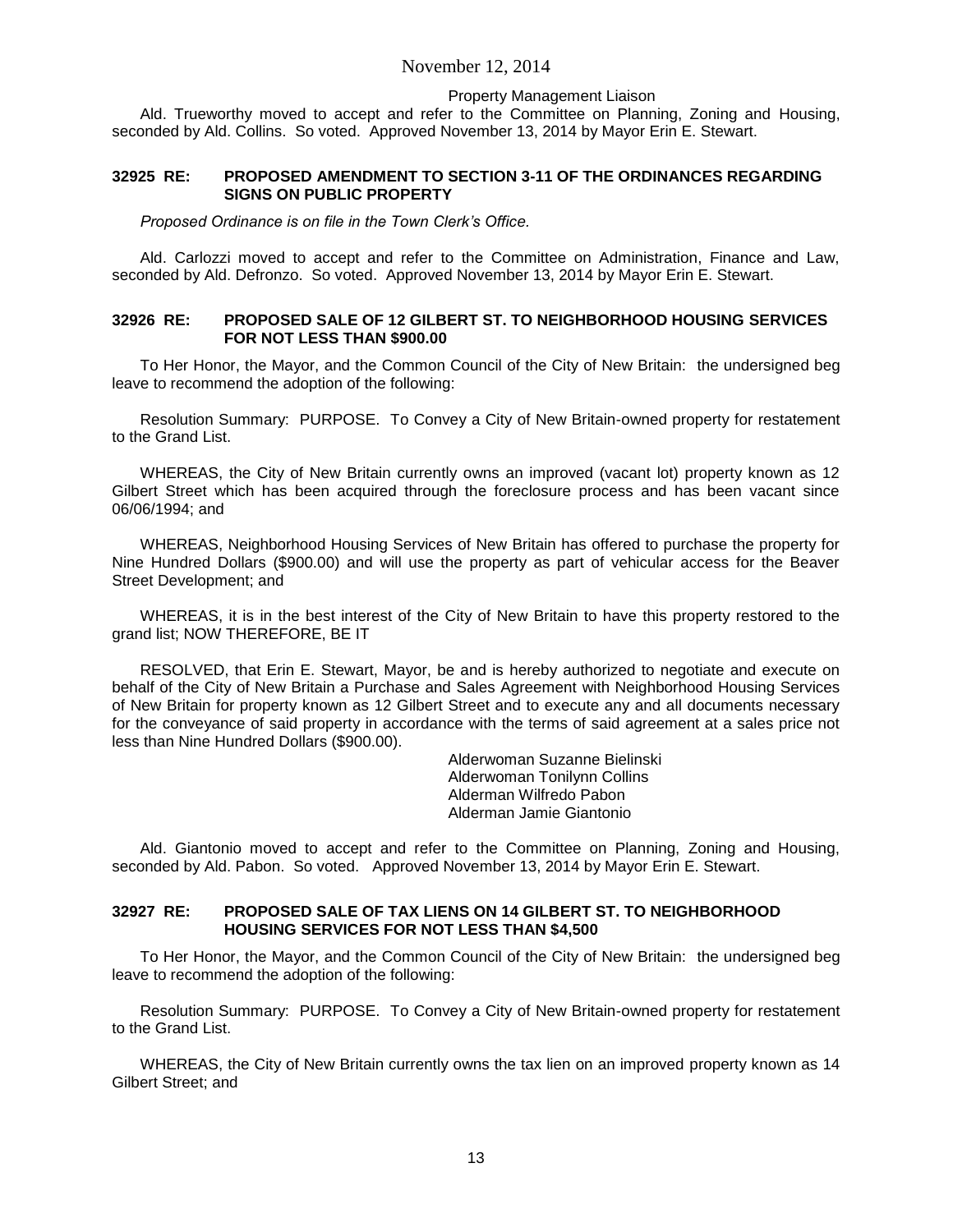Property Management Liaison

Ald. Trueworthy moved to accept and refer to the Committee on Planning, Zoning and Housing, seconded by Ald. Collins. So voted. Approved November 13, 2014 by Mayor Erin E. Stewart.

**32925 RE: PROPOSED AMENDMENT TO SECTION 3-11 OF THE ORDINANCES REGARDING SIGNS ON PUBLIC PROPERTY**

*Proposed Ordinance is on file in the Town Clerk's Office.*

Ald. Carlozzi moved to accept and refer to the Committee on Administration, Finance and Law, seconded by Ald. Defronzo. So voted. Approved November 13, 2014 by Mayor Erin E. Stewart.

**32926 RE: PROPOSED SALE OF 12 GILBERT ST. TO NEIGHBORHOOD HOUSING SERVICES FOR NOT LESS THAN $900.00**

To Her Honor, the Mayor, and the Common Council of the City of New Britain: the undersigned beg leave to recommend the adoption of the following:

Resolution Summary: PURPOSE. To Convey a City of New Britain-owned property for restatement to the Grand List.

WHEREAS, the City of New Britain currently owns an improved (vacant lot) property known as 12 Gilbert Street which has been acquired through the foreclosure process and has been vacant since 06/06/1994; and

WHEREAS, Neighborhood Housing Services of New Britain has offered to purchase the property for Nine Hundred Dollars ($900.00) and will use the property as part of vehicular access for the Beaver Street Development; and

WHEREAS, it is in the best interest of the City of New Britain to have this property restored to the grand list; NOW THEREFORE, BE IT

RESOLVED, that Erin E. Stewart, Mayor, be and is hereby authorized to negotiate and execute on behalf of the City of New Britain a Purchase and Sales Agreement with Neighborhood Housing Services of New Britain for property known as 12 Gilbert Street and to execute any and all documents necessary for the conveyance of said property in accordance with the terms of said agreement at a sales price not less than Nine Hundred Dollars ($900.00).

Alderwoman Suzanne Bielinski
Alderwoman Tonilynn Collins
Alderman Wilfredo Pabon
Alderman Jamie Giantonio

Ald. Giantonio moved to accept and refer to the Committee on Planning, Zoning and Housing, seconded by Ald. Pabon. So voted. Approved November 13, 2014 by Mayor Erin E. Stewart.

**32927 RE: PROPOSED SALE OF TAX LIENS ON 14 GILBERT ST. TO NEIGHBORHOOD HOUSING SERVICES FOR NOT LESS THAN $4,500**

To Her Honor, the Mayor, and the Common Council of the City of New Britain: the undersigned beg leave to recommend the adoption of the following:

Resolution Summary: PURPOSE. To Convey a City of New Britain-owned property for restatement to the Grand List.

WHEREAS, the City of New Britain currently owns the tax lien on an improved property known as 14 Gilbert Street; and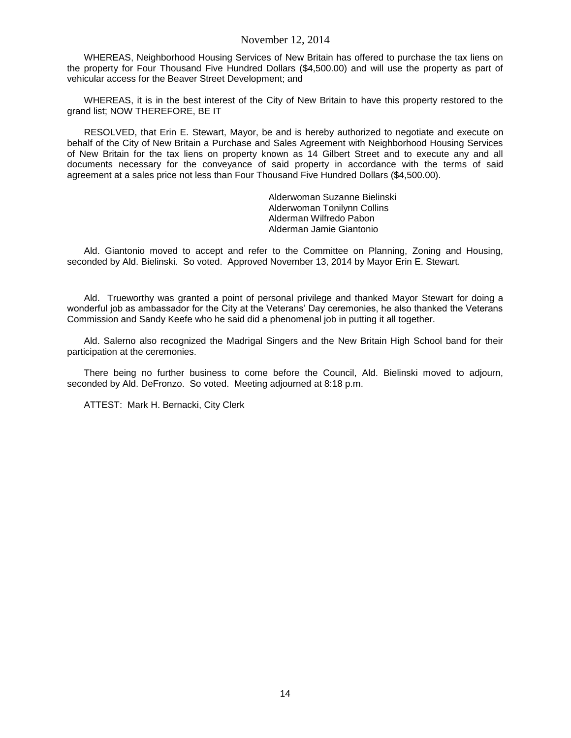WHEREAS, Neighborhood Housing Services of New Britain has offered to purchase the tax liens on the property for Four Thousand Five Hundred Dollars ($4,500.00) and will use the property as part of vehicular access for the Beaver Street Development; and

WHEREAS, it is in the best interest of the City of New Britain to have this property restored to the grand list; NOW THEREFORE, BE IT

RESOLVED, that Erin E. Stewart, Mayor, be and is hereby authorized to negotiate and execute on behalf of the City of New Britain a Purchase and Sales Agreement with Neighborhood Housing Services of New Britain for the tax liens on property known as 14 Gilbert Street and to execute any and all documents necessary for the conveyance of said property in accordance with the terms of said agreement at a sales price not less than Four Thousand Five Hundred Dollars ($4,500.00).

Alderwoman Suzanne Bielinski
Alderwoman Tonilynn Collins
Alderman Wilfredo Pabon
Alderman Jamie Giantonio

Ald. Giantonio moved to accept and refer to the Committee on Planning, Zoning and Housing, seconded by Ald. Bielinski. So voted. Approved November 13, 2014 by Mayor Erin E. Stewart.

Ald. Trueworthy was granted a point of personal privilege and thanked Mayor Stewart for doing a wonderful job as ambassador for the City at the Veterans' Day ceremonies, he also thanked the Veterans Commission and Sandy Keefe who he said did a phenomenal job in putting it all together.

Ald. Salerno also recognized the Madrigal Singers and the New Britain High School band for their participation at the ceremonies.

There being no further business to come before the Council, Ald. Bielinski moved to adjourn, seconded by Ald. DeFronzo. So voted. Meeting adjourned at 8:18 p.m.

ATTEST: Mark H. Bernacki, City Clerk